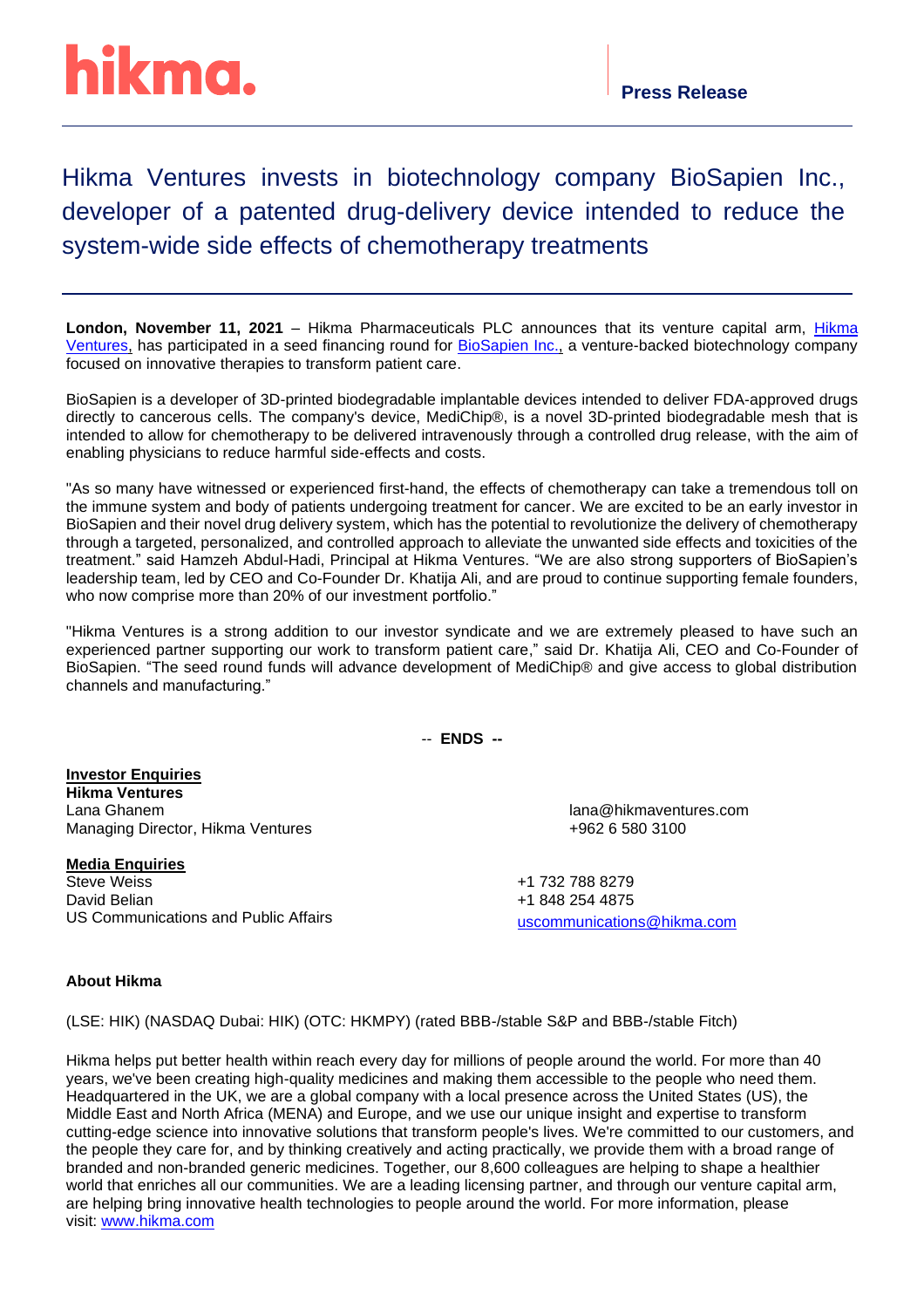hikma.

**Press Release**

# Hikma Ventures invests in biotechnology company BioSapien Inc., developer of a patented drug-delivery device intended to reduce the system-wide side effects of chemotherapy treatments

**London, November 11, 2021** – Hikma Pharmaceuticals PLC announces that its venture capital arm, [Hikma Ventures](), has participated in a seed financing round for [BioSapien Inc.,]() a venture-backed biotechnology company focused on innovative therapies to transform patient care.

BioSapien is a developer of 3D-printed biodegradable implantable devices intended to deliver FDA-approved drugs directly to cancerous cells. The company's device, MediChip®, is a novel 3D-printed biodegradable mesh that is intended to allow for chemotherapy to be delivered intravenously through a controlled drug release, with the aim of enabling physicians to reduce harmful side-effects and costs.

"As so many have witnessed or experienced first-hand, the effects of chemotherapy can take a tremendous toll on the immune system and body of patients undergoing treatment for cancer. We are excited to be an early investor in BioSapien and their novel drug delivery system, which has the potential to revolutionize the delivery of chemotherapy through a targeted, personalized, and controlled approach to alleviate the unwanted side effects and toxicities of the treatment." said Hamzeh Abdul-Hadi, Principal at Hikma Ventures. "We are also strong supporters of BioSapien's leadership team, led by CEO and Co-Founder Dr. Khatija Ali, and are proud to continue supporting female founders, who now comprise more than 20% of our investment portfolio."

"Hikma Ventures is a strong addition to our investor syndicate and we are extremely pleased to have such an experienced partner supporting our work to transform patient care," said Dr. Khatija Ali, CEO and Co-Founder of BioSapien. "The seed round funds will advance development of MediChip® and give access to global distribution channels and manufacturing."

-- **ENDS --**

**Investor Enquiries**
**Hikma Ventures**
Lana Ghanem — lana@hikmaventures.com
Managing Director, Hikma Ventures — +962 6 580 3100

**Media Enquiries**
Steve Weiss — +1 732 788 8279
David Belian — +1 848 254 4875
US Communications and Public Affairs — uscommunications@hikma.com

**About Hikma**

(LSE: HIK) (NASDAQ Dubai: HIK) (OTC: HKMPY) (rated BBB-/stable S&P and BBB-/stable Fitch)

Hikma helps put better health within reach every day for millions of people around the world. For more than 40 years, we've been creating high-quality medicines and making them accessible to the people who need them. Headquartered in the UK, we are a global company with a local presence across the United States (US), the Middle East and North Africa (MENA) and Europe, and we use our unique insight and expertise to transform cutting-edge science into innovative solutions that transform people's lives. We're committed to our customers, and the people they care for, and by thinking creatively and acting practically, we provide them with a broad range of branded and non-branded generic medicines. Together, our 8,600 colleagues are helping to shape a healthier world that enriches all our communities. We are a leading licensing partner, and through our venture capital arm, are helping bring innovative health technologies to people around the world. For more information, please visit: www.hikma.com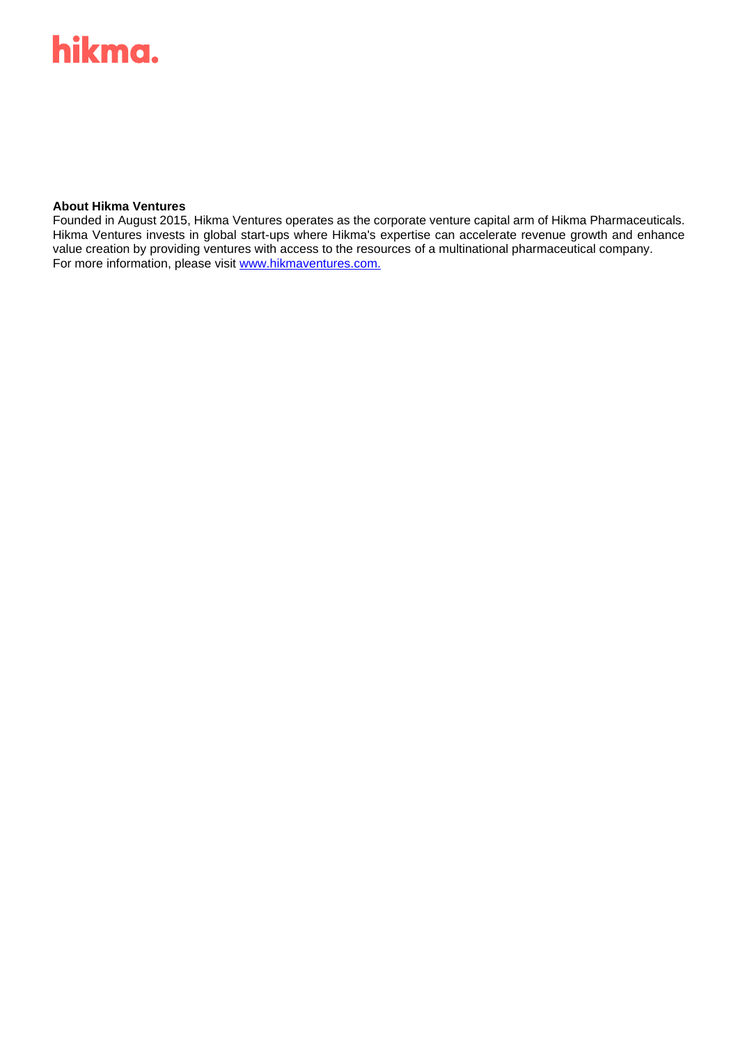**About Hikma Ventures**

Founded in August 2015, Hikma Ventures operates as the corporate venture capital arm of Hikma Pharmaceuticals. Hikma Ventures invests in global start-ups where Hikma's expertise can accelerate revenue growth and enhance value creation by providing ventures with access to the resources of a multinational pharmaceutical company.
For more information, please visit www.hikmaventures.com.